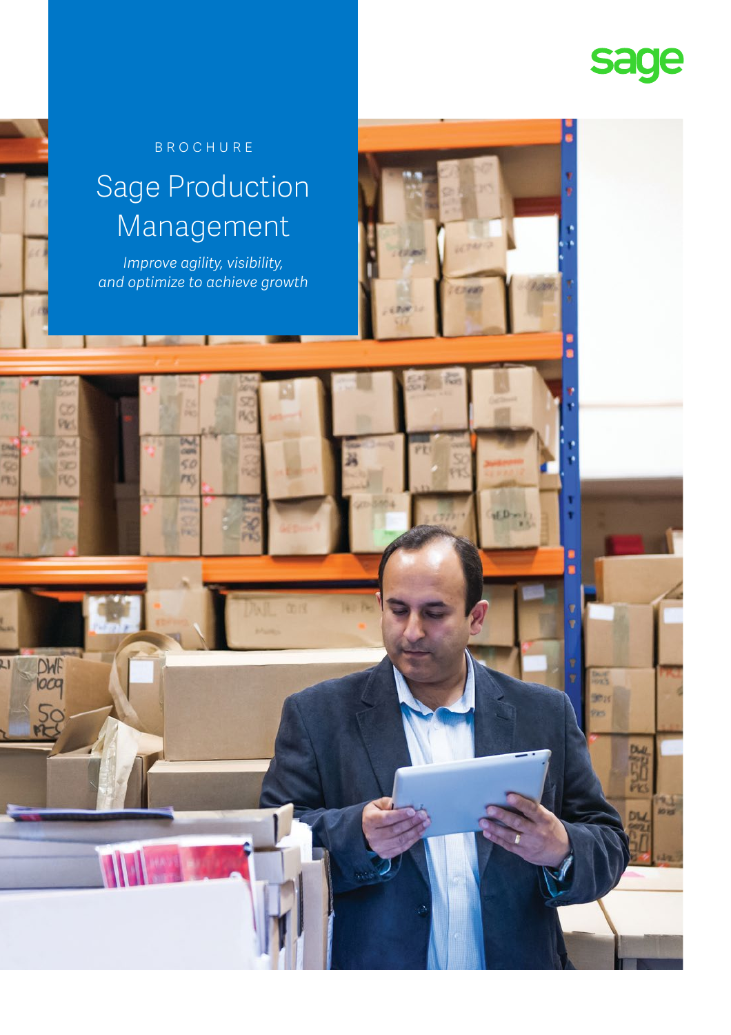sage

BROCHURE

# Sage Production Management

*Improve agility, visibility, and optimize to achieve growth*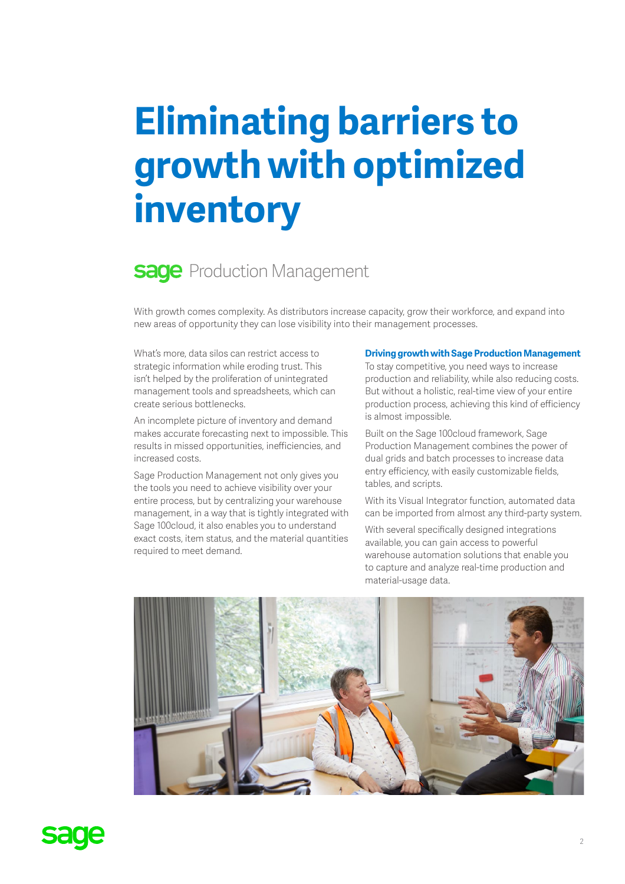# Eliminating barriers to growth with optimized inventory

## Sage Production Management

With growth comes complexity. As distributors increase capacity, grow their workforce, and expand into new areas of opportunity they can lose visibility into their management processes.

What's more, data silos can restrict access to strategic information while eroding trust. This isn't helped by the proliferation of unintegrated management tools and spreadsheets, which can create serious bottlenecks.

An incomplete picture of inventory and demand makes accurate forecasting next to impossible. This results in missed opportunities, inefficiencies, and increased costs.

Sage Production Management not only gives you the tools you need to achieve visibility over your entire process, but by centralizing your warehouse management, in a way that is tightly integrated with Sage 100cloud, it also enables you to understand exact costs, item status, and the material quantities required to meet demand.

### Driving growth with Sage Production Management

To stay competitive, you need ways to increase production and reliability, while also reducing costs. But without a holistic, real-time view of your entire production process, achieving this kind of efficiency is almost impossible.

Built on the Sage 100cloud framework, Sage Production Management combines the power of dual grids and batch processes to increase data entry efficiency, with easily customizable fields, tables, and scripts.

With its Visual Integrator function, automated data can be imported from almost any third-party system.

With several specifically designed integrations available, you can gain access to powerful warehouse automation solutions that enable you to capture and analyze real-time production and material-usage data.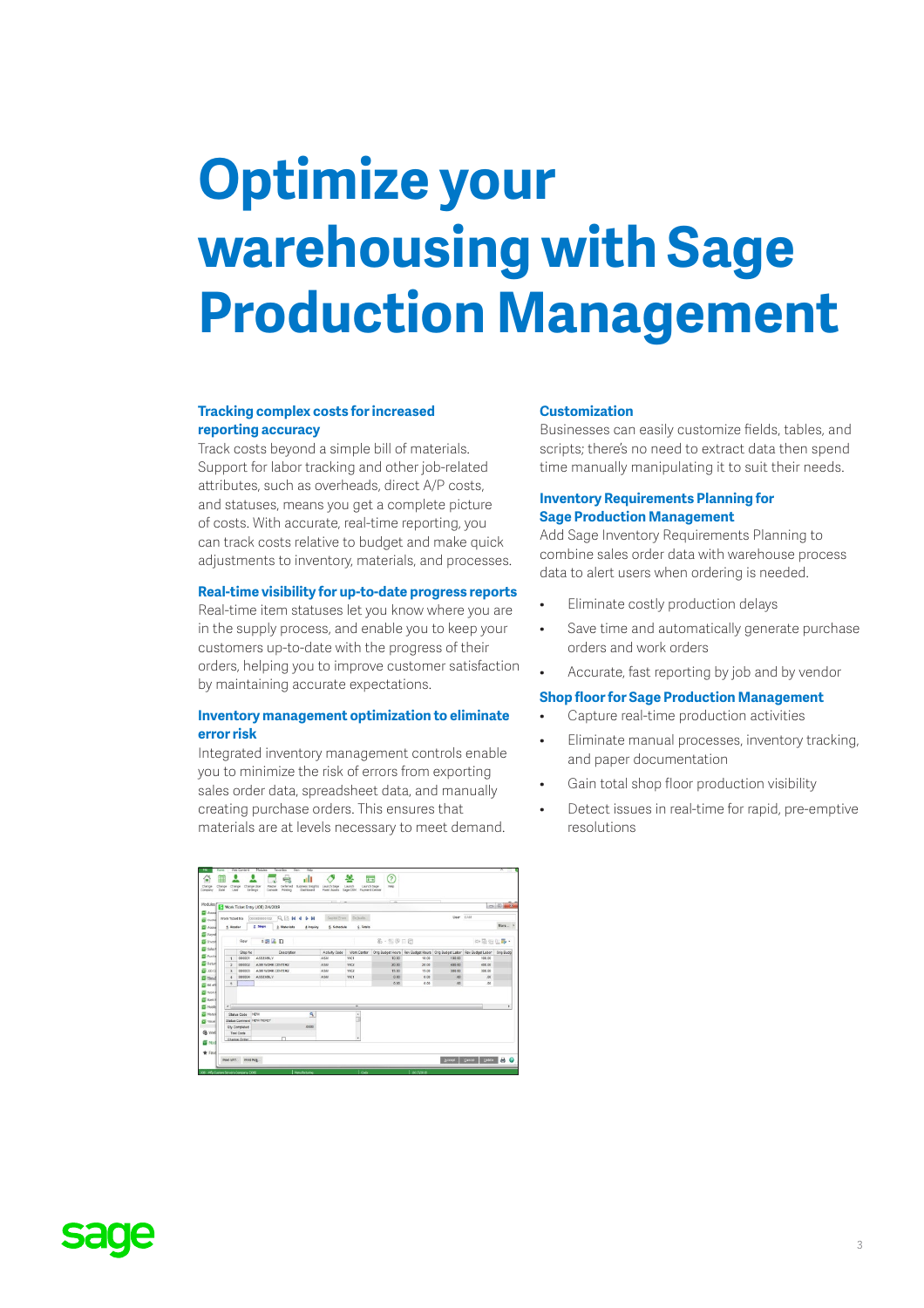# Optimize your warehousing with Sage Production Management

### Tracking complex costs for increased reporting accuracy

Track costs beyond a simple bill of materials. Support for labor tracking and other job-related attributes, such as overheads, direct A/P costs, and statuses, means you get a complete picture of costs. With accurate, real-time reporting, you can track costs relative to budget and make quick adjustments to inventory, materials, and processes.

### Real-time visibility for up-to-date progress reports

Real-time item statuses let you know where you are in the supply process, and enable you to keep your customers up-to-date with the progress of their orders, helping you to improve customer satisfaction by maintaining accurate expectations.

### Inventory management optimization to eliminate error risk

Integrated inventory management controls enable you to minimize the risk of errors from exporting sales order data, spreadsheet data, and manually creating purchase orders. This ensures that materials are at levels necessary to meet demand.

### Customization

Businesses can easily customize fields, tables, and scripts; there's no need to extract data then spend time manually manipulating it to suit their needs.

### Inventory Requirements Planning for Sage Production Management

Add Sage Inventory Requirements Planning to combine sales order data with warehouse process data to alert users when ordering is needed.

- Eliminate costly production delays
- Save time and automatically generate purchase orders and work orders
- Accurate, fast reporting by job and by vendor

### Shop floor for Sage Production Management

- Capture real-time production activities
- Eliminate manual processes, inventory tracking, and paper documentation
- Gain total shop floor production visibility
- Detect issues in real-time for rapid, pre-emptive resolutions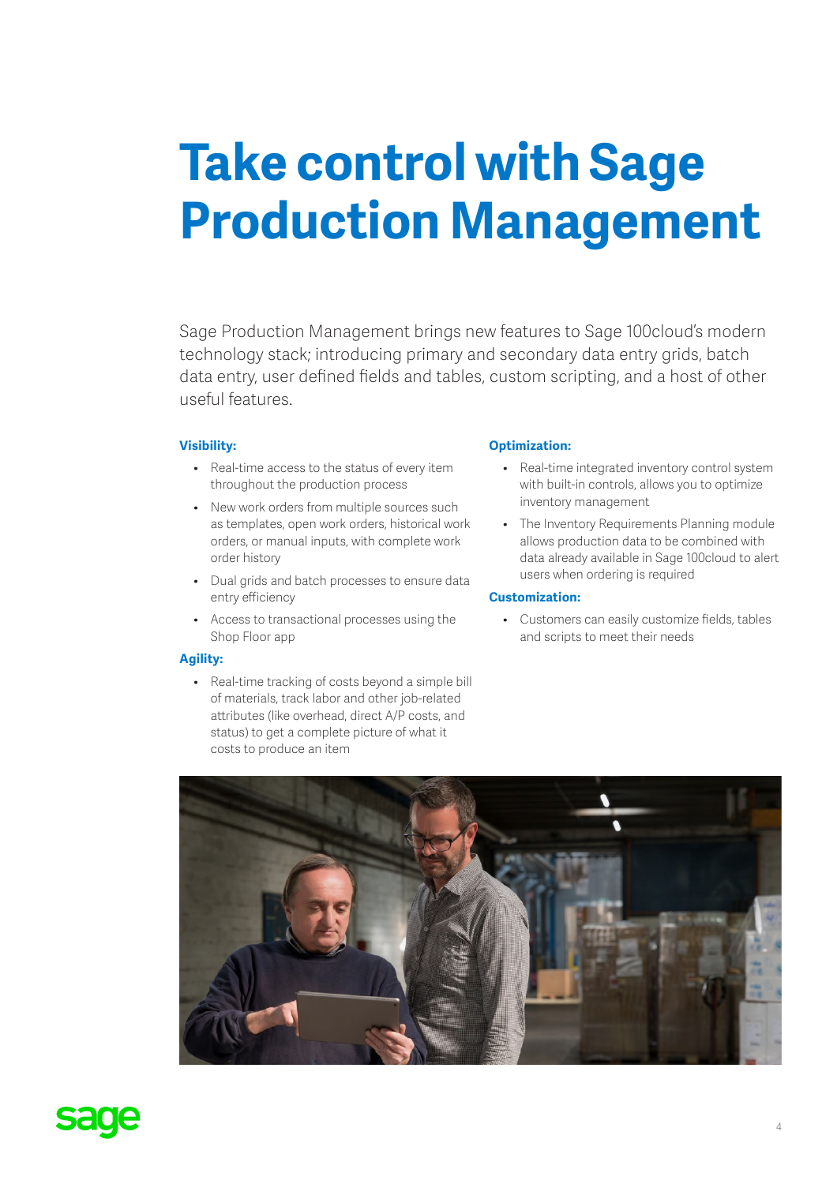# Take control with Sage Production Management

Sage Production Management brings new features to Sage 100cloud's modern technology stack; introducing primary and secondary data entry grids, batch data entry, user defined fields and tables, custom scripting, and a host of other useful features.

**Visibility:**

- Real-time access to the status of every item throughout the production process
- New work orders from multiple sources such as templates, open work orders, historical work orders, or manual inputs, with complete work order history
- Dual grids and batch processes to ensure data entry efficiency
- Access to transactional processes using the Shop Floor app

**Agility:**

- Real-time tracking of costs beyond a simple bill of materials, track labor and other job-related attributes (like overhead, direct A/P costs, and status) to get a complete picture of what it costs to produce an item

**Optimization:**

- Real-time integrated inventory control system with built-in controls, allows you to optimize inventory management
- The Inventory Requirements Planning module allows production data to be combined with data already available in Sage 100cloud to alert users when ordering is required

**Customization:**

- Customers can easily customize fields, tables and scripts to meet their needs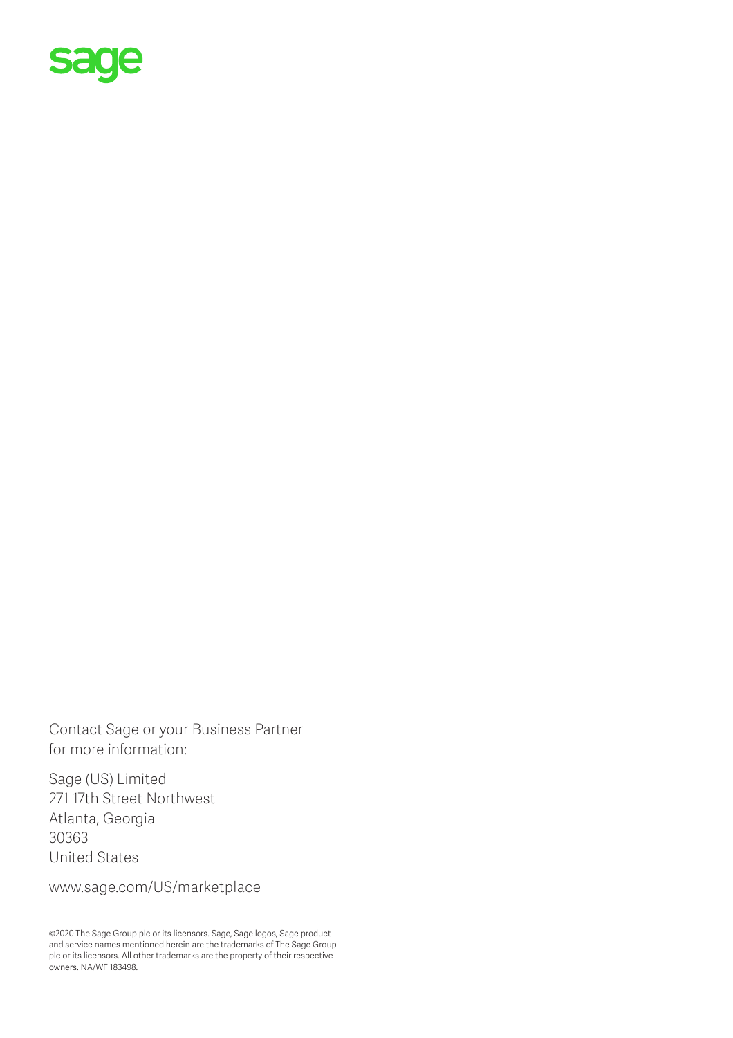sage

Contact Sage or your Business Partner
for more information:

Sage (US) Limited
271 17th Street Northwest
Atlanta, Georgia
30363
United States

www.sage.com/US/marketplace

©2020 The Sage Group plc or its licensors. Sage, Sage logos, Sage product and service names mentioned herein are the trademarks of The Sage Group plc or its licensors. All other trademarks are the property of their respective owners. NA/WF 183498.